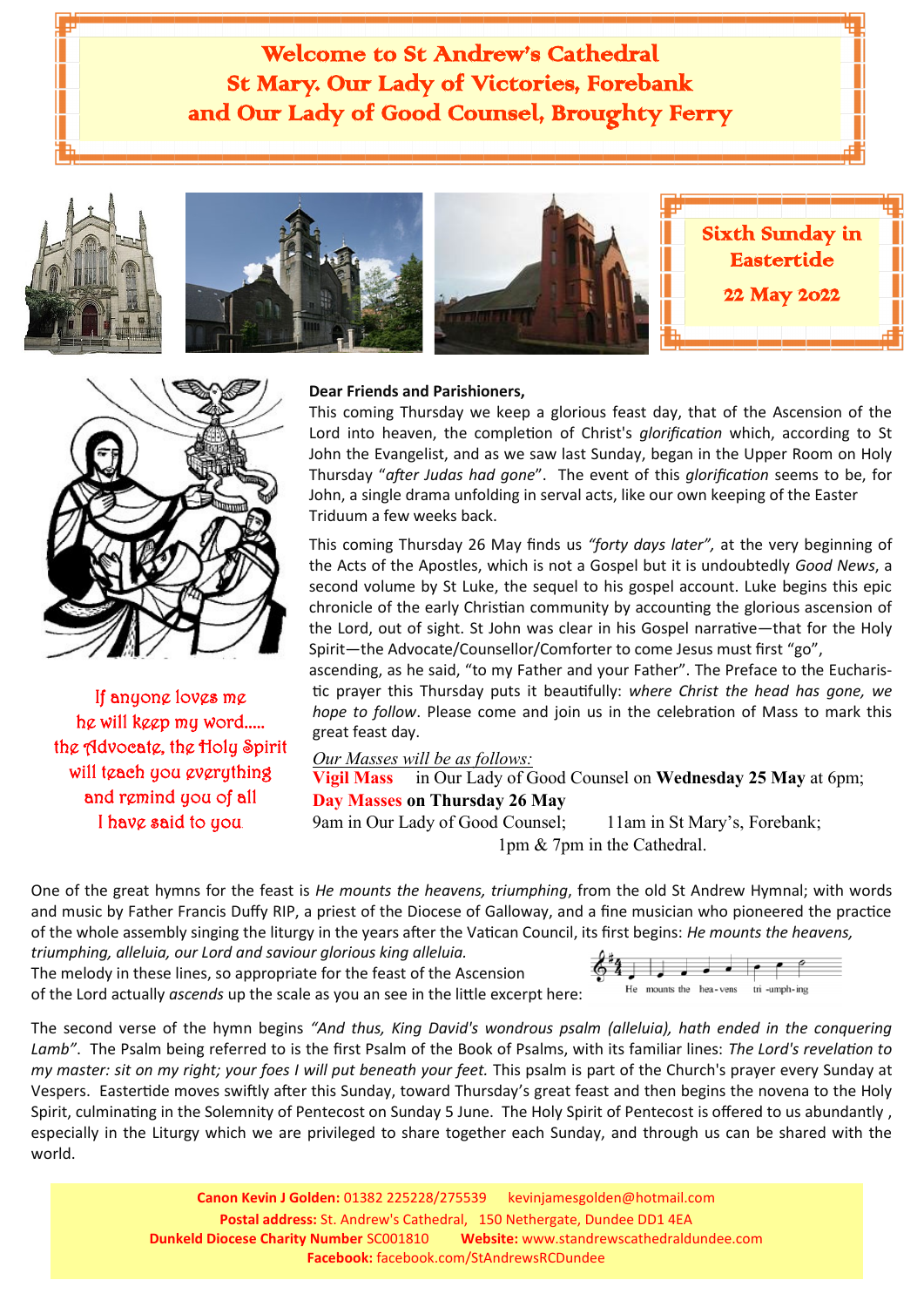# Welcome to St Andrew's Cathedral
# St Mary. Our Lady of Victories, Forebank
# and Our Lady of Good Counsel, Broughty Ferry

## Sixth Sunday in Eastertide

## 22 May 2022

If anyone loves me
he will keep my word.....
the Advocate, the Holy Spirit
will teach you everything
and remind you of all
I have said to you

**Dear Friends and Parishioners,**

This coming Thursday we keep a glorious feast day, that of the Ascension of the Lord into heaven, the completion of Christ's *glorification* which, according to St John the Evangelist, and as we saw last Sunday, began in the Upper Room on Holy Thursday "*after Judas had gone*". The event of this *glorification* seems to be, for John, a single drama unfolding in serval acts, like our own keeping of the Easter Triduum a few weeks back.

This coming Thursday 26 May finds us *"forty days later",* at the very beginning of the Acts of the Apostles, which is not a Gospel but it is undoubtedly *Good News*, a second volume by St Luke, the sequel to his gospel account. Luke begins this epic chronicle of the early Christian community by accounting the glorious ascension of the Lord, out of sight. St John was clear in his Gospel narrative—that for the Holy Spirit—the Advocate/Counsellor/Comforter to come Jesus must first "go", ascending, as he said, "to my Father and your Father". The Preface to the Eucharistic prayer this Thursday puts it beautifully: *where Christ the head has gone, we hope to follow*. Please come and join us in the celebration of Mass to mark this great feast day.

*Our Masses will be as follows:*

**Vigil Mass** in Our Lady of Good Counsel on **Wednesday 25 May** at 6pm;

**Day Masses on Thursday 26 May**

9am in Our Lady of Good Counsel; 11am in St Mary's, Forebank;
1pm & 7pm in the Cathedral.

One of the great hymns for the feast is *He mounts the heavens, triumphing*, from the old St Andrew Hymnal; with words and music by Father Francis Duffy RIP, a priest of the Diocese of Galloway, and a fine musician who pioneered the practice of the whole assembly singing the liturgy in the years after the Vatican Council, its first begins: *He mounts the heavens, triumphing, alleluia, our Lord and saviour glorious king alleluia.*
The melody in these lines, so appropriate for the feast of the Ascension of the Lord actually *ascends* up the scale as you an see in the little excerpt here:

He mounts the hea-vens tri-umph-ing

The second verse of the hymn begins *"And thus, King David's wondrous psalm (alleluia), hath ended in the conquering Lamb"*. The Psalm being referred to is the first Psalm of the Book of Psalms, with its familiar lines: *The Lord's revelation to my master: sit on my right; your foes I will put beneath your feet.* This psalm is part of the Church's prayer every Sunday at Vespers. Eastertide moves swiftly after this Sunday, toward Thursday's great feast and then begins the novena to the Holy Spirit, culminating in the Solemnity of Pentecost on Sunday 5 June. The Holy Spirit of Pentecost is offered to us abundantly , especially in the Liturgy which we are privileged to share together each Sunday, and through us can be shared with the world.

**Canon Kevin J Golden:** 01382 225228/275539 kevinjamesgolden@hotmail.com
**Postal address:** St. Andrew's Cathedral, 150 Nethergate, Dundee DD1 4EA
**Dunkeld Diocese Charity Number** SC001810 **Website:** www.standrewscathedraldundee.com
**Facebook:** facebook.com/StAndrewsRCDundee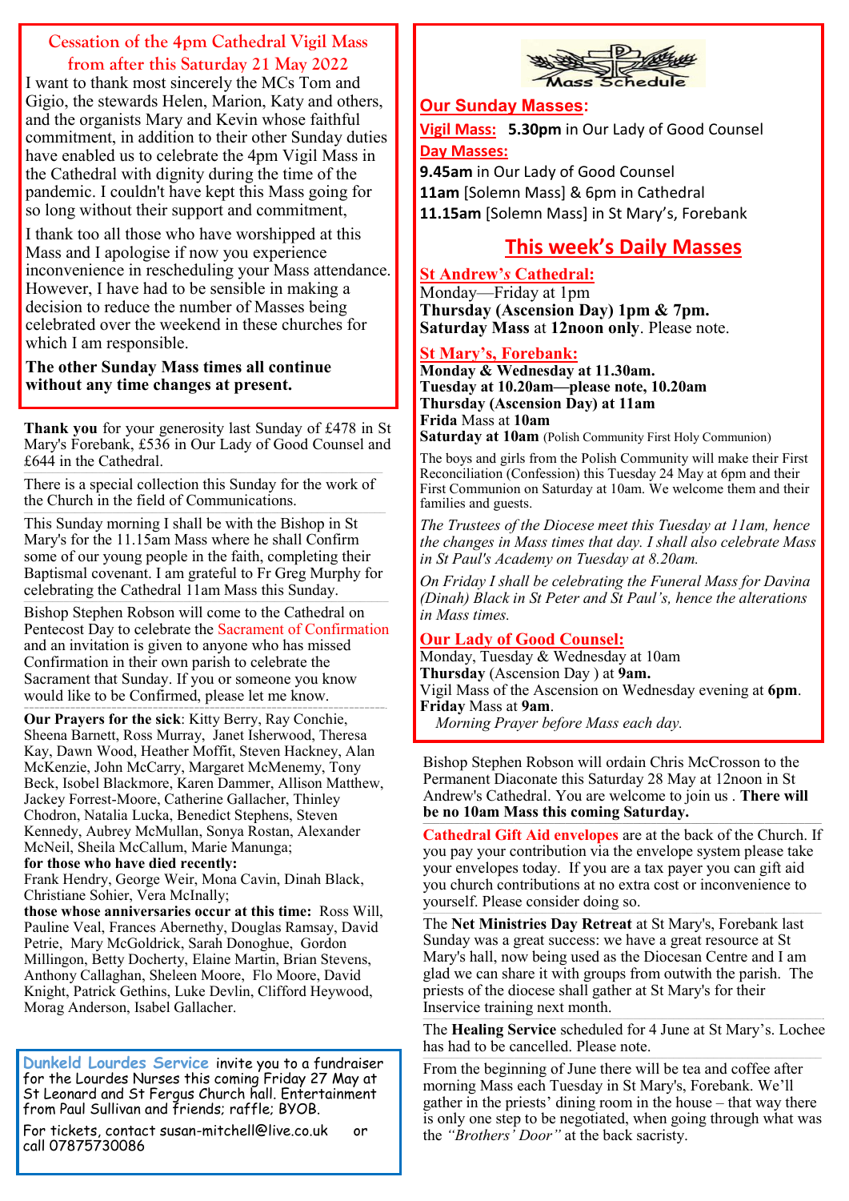## Cessation of the 4pm Cathedral Vigil Mass from after this Saturday 21 May 2022

I want to thank most sincerely the MCs Tom and Gigio, the stewards Helen, Marion, Katy and others, and the organists Mary and Kevin whose faithful commitment, in addition to their other Sunday duties have enabled us to celebrate the 4pm Vigil Mass in the Cathedral with dignity during the time of the pandemic. I couldn't have kept this Mass going for so long without their support and commitment,

I thank too all those who have worshipped at this Mass and I apologise if now you experience inconvenience in rescheduling your Mass attendance. However, I have had to be sensible in making a decision to reduce the number of Masses being celebrated over the weekend in these churches for which I am responsible.

**The other Sunday Mass times all continue without any time changes at present.**

**Thank you** for your generosity last Sunday of £478 in St Mary's Forebank, £536 in Our Lady of Good Counsel and £644 in the Cathedral.

There is a special collection this Sunday for the work of the Church in the field of Communications.

This Sunday morning I shall be with the Bishop in St Mary's for the 11.15am Mass where he shall Confirm some of our young people in the faith, completing their Baptismal covenant. I am grateful to Fr Greg Murphy for celebrating the Cathedral 11am Mass this Sunday.

Bishop Stephen Robson will come to the Cathedral on Pentecost Day to celebrate the Sacrament of Confirmation and an invitation is given to anyone who has missed Confirmation in their own parish to celebrate the Sacrament that Sunday. If you or someone you know would like to be Confirmed, please let me know.

**Our Prayers for the sick**: Kitty Berry, Ray Conchie, Sheena Barnett, Ross Murray, Janet Isherwood, Theresa Kay, Dawn Wood, Heather Moffit, Steven Hackney, Alan McKenzie, John McCarry, Margaret McMenemy, Tony Beck, Isobel Blackmore, Karen Dammer, Allison Matthew, Jackey Forrest-Moore, Catherine Gallacher, Thinley Chodron, Natalia Lucka, Benedict Stephens, Steven Kennedy, Aubrey McMullan, Sonya Rostan, Alexander McNeil, Sheila McCallum, Marie Manunga;
**for those who have died recently:**
Frank Hendry, George Weir, Mona Cavin, Dinah Black, Christiane Sohier, Vera McInally;
**those whose anniversaries occur at this time:** Ross Will, Pauline Veal, Frances Abernethy, Douglas Ramsay, David Petrie, Mary McGoldrick, Sarah Donoghue, Gordon Millingon, Betty Docherty, Elaine Martin, Brian Stevens, Anthony Callaghan, Sheleen Moore, Flo Moore, David Knight, Patrick Gethins, Luke Devlin, Clifford Heywood, Morag Anderson, Isabel Gallacher.

**Dunkeld Lourdes Service** invite you to a fundraiser for the Lourdes Nurses this coming Friday 27 May at St Leonard and St Fergus Church hall. Entertainment from Paul Sullivan and friends; raffle; BYOB.

For tickets, contact susan-mitchell@live.co.uk or call 07875730086

## Mass Schedule

### Our Sunday Masses:

**Vigil Mass:** **5.30pm** in Our Lady of Good Counsel

**Day Masses:**
**9.45am** in Our Lady of Good Counsel
**11am** [Solemn Mass] & 6pm in Cathedral
**11.15am** [Solemn Mass] in St Mary's, Forebank

### This week's Daily Masses

**St Andrew's Cathedral:**
Monday—Friday at 1pm
**Thursday (Ascension Day) 1pm & 7pm.**
**Saturday Mass** at **12noon only**. Please note.

**St Mary's, Forebank:**
**Monday & Wednesday at 11.30am.**
**Tuesday at 10.20am—please note, 10.20am**
**Thursday (Ascension Day) at 11am**
**Frida** Mass at **10am**
**Saturday at 10am** (Polish Community First Holy Communion)

The boys and girls from the Polish Community will make their First Reconciliation (Confession) this Tuesday 24 May at 6pm and their First Communion on Saturday at 10am. We welcome them and their families and guests.

*The Trustees of the Diocese meet this Tuesday at 11am, hence the changes in Mass times that day. I shall also celebrate Mass in St Paul's Academy on Tuesday at 8.20am.*

*On Friday I shall be celebrating the Funeral Mass for Davina (Dinah) Black in St Peter and St Paul's, hence the alterations in Mass times.*

**Our Lady of Good Counsel:**
Monday, Tuesday & Wednesday at 10am
**Thursday** (Ascension Day ) at **9am.**
Vigil Mass of the Ascension on Wednesday evening at **6pm**.
**Friday** Mass at **9am**.
*Morning Prayer before Mass each day.*

Bishop Stephen Robson will ordain Chris McCrosson to the Permanent Diaconate this Saturday 28 May at 12noon in St Andrew's Cathedral. You are welcome to join us . **There will be no 10am Mass this coming Saturday.**

**Cathedral Gift Aid envelopes** are at the back of the Church. If you pay your contribution via the envelope system please take your envelopes today. If you are a tax payer you can gift aid you church contributions at no extra cost or inconvenience to yourself. Please consider doing so.

The **Net Ministries Day Retreat** at St Mary's, Forebank last Sunday was a great success: we have a great resource at St Mary's hall, now being used as the Diocesan Centre and I am glad we can share it with groups from outwith the parish. The priests of the diocese shall gather at St Mary's for their Inservice training next month.

The **Healing Service** scheduled for 4 June at St Mary's. Lochee has had to be cancelled. Please note.

From the beginning of June there will be tea and coffee after morning Mass each Tuesday in St Mary's, Forebank. We'll gather in the priests' dining room in the house – that way there is only one step to be negotiated, when going through what was the *"Brothers' Door"* at the back sacristy.